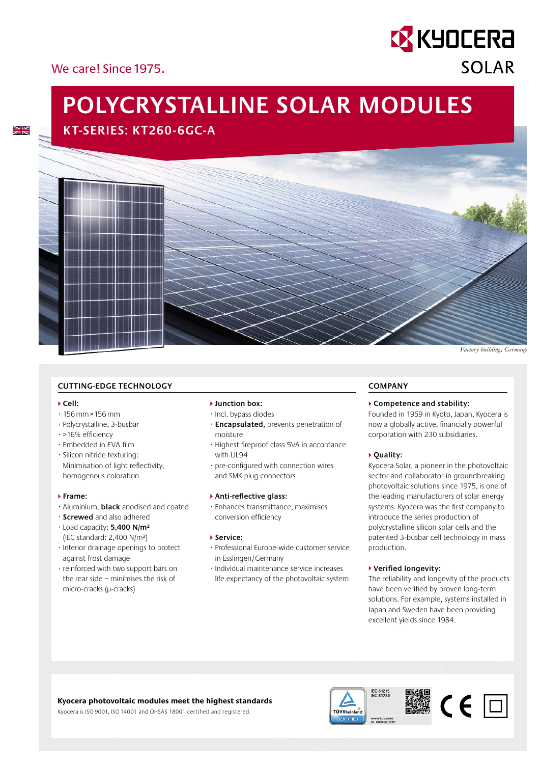We care! Since 1975.

KYOCERA SOLAR

# POLYCRYSTALLINE SOLAR MODULES

## KT-SERIES: KT260-6GC-A

*Factory building, Germany*

## CUTTING-EDGE TECHNOLOGY

### Cell:
- 156 mm × 156 mm
- Polycrystalline, 3-busbar
- >16% efficiency
- Embedded in EVA film
- Silicon nitride texturing: Minimisation of light reflectivity, homogenous coloration

### Frame:
- Aluminium, **black** anodised and coated
- **Screwed** and also adhered
- Load capacity: **5,400 N/m²** (IEC standard: 2,400 N/m²)
- Interior drainage openings to protect against frost damage
- reinforced with two support bars on the rear side – minimises the risk of micro-cracks (μ-cracks)

### Junction box:
- Incl. bypass diodes
- **Encapsulated,** prevents penetration of moisture
- Highest fireproof class 5VA in accordance with UL94
- pre-configured with connection wires and SMK plug connectors

### Anti-reflective glass:
- Enhances transmittance, maximises conversion efficiency

### Service:
- Professional Europe-wide customer service in Esslingen/Germany
- Individual maintenance service increases life expectancy of the photovoltaic system

## COMPANY

### Competence and stability:
Founded in 1959 in Kyoto, Japan, Kyocera is now a globally active, financially powerful corporation with 230 subsidiaries.

### Quality:
Kyocera Solar, a pioneer in the photovoltaic sector and collaborator in groundbreaking photovoltaic solutions since 1975, is one of the leading manufacturers of solar energy systems. Kyocera was the first company to introduce the series production of polycrystalline silicon solar cells and the patented 3-busbar cell technology in mass production.

### Verified longevity:
The reliability and longevity of the products have been verified by proven long-term solutions. For example, systems installed in Japan and Sweden have been providing excellent yields since 1984.

**Kyocera photovoltaic modules meet the highest standards**

Kyocera is ISO 9001, ISO 14001 and OHSAS 18001 certified and registered.

TÜVRheinland CERTIFIED

IEC 61215
IEC 61730

www.tuv.com
ID 0000023299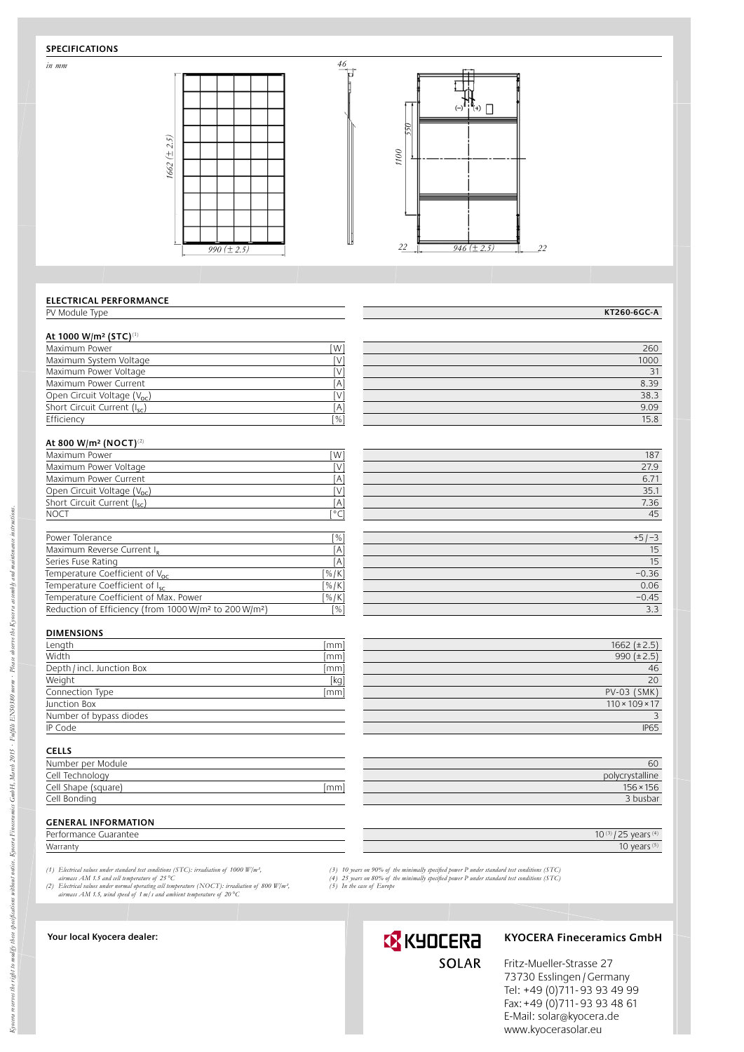## SPECIFICATIONS

*in mm*

1662 (± 2.5)

990 (± 2.5)

46

550

1100

(−) (+)

22

946 (± 2.5)

22

## ELECTRICAL PERFORMANCE

| PV Module Type | | KT260-6GC-A |
|---|---|---|
| **At 1000 W/m² (STC)** (1) | | |
| Maximum Power | [W] | 260 |
| Maximum System Voltage | [V] | 1000 |
| Maximum Power Voltage | [V] | 31 |
| Maximum Power Current | [A] | 8.39 |
| Open Circuit Voltage ($V_{oc}$) | [V] | 38.3 |
| Short Circuit Current ($I_{sc}$) | [A] | 9.09 |
| Efficiency | [%] | 15.8 |
| **At 800 W/m² (NOCT)** (2) | | |
| Maximum Power | [W] | 187 |
| Maximum Power Voltage | [V] | 27.9 |
| Maximum Power Current | [A] | 6.71 |
| Open Circuit Voltage ($V_{oc}$) | [V] | 35.1 |
| Short Circuit Current ($I_{sc}$) | [A] | 7.36 |
| NOCT | [°C] | 45 |
| Power Tolerance | [%] | +5 / −3 |
| Maximum Reverse Current $I_R$ | [A] | 15 |
| Series Fuse Rating | [A] | 15 |
| Temperature Coefficient of $V_{oc}$ | [%/K] | −0.36 |
| Temperature Coefficient of $I_{sc}$ | [%/K] | 0.06 |
| Temperature Coefficient of Max. Power | [%/K] | −0.45 |
| Reduction of Efficiency (from 1000 W/m² to 200 W/m²) | [%] | 3.3 |

## DIMENSIONS

| | | |
|---|---|---|
| Length | [mm] | 1662 (±2.5) |
| Width | [mm] | 990 (±2.5) |
| Depth / incl. Junction Box | [mm] | 46 |
| Weight | [kg] | 20 |
| Connection Type | [mm] | PV-03 (SMK) |
| Junction Box | | 110 × 109 × 17 |
| Number of bypass diodes | | 3 |
| IP Code | | IP65 |

## CELLS

| | | |
|---|---|---|
| Number per Module | | 60 |
| Cell Technology | | polycrystalline |
| Cell Shape (square) | [mm] | 156 × 156 |
| Cell Bonding | | 3 busbar |

## GENERAL INFORMATION

| | |
|---|---|
| Performance Guarantee | 10 (3) / 25 years (4) |
| Warranty | 10 years (5) |

*(1) Electrical values under standard test conditions (STC): irradiation of 1000 W/m², airmass AM 1.5 and cell temperature of 25 °C*
*(2) Electrical values under normal operating cell temperature (NOCT): irradiation of 800 W/m², airmass AM 1.5, wind speed of 1 m/s and ambient temperature of 20 °C*
*(3) 10 years on 90% of the minimally specified power P under standard test conditions (STC)*
*(4) 25 years on 80% of the minimally specified power P under standard test conditions (STC)*
*(5) In the case of Europe*

*Kyocera reserves the right to modify these specifications without notice. Kyocera Fineceramics GmbH, March 2015 · Fulfils EN50380 norm · Please observe the Kyocera assembly and maintenance instructions.*

**Your local Kyocera dealer:**

KYOCERA SOLAR

**KYOCERA Fineceramics GmbH**

Fritz-Mueller-Strasse 27
73730 Esslingen / Germany
Tel: +49 (0)711-93 93 49 99
Fax: +49 (0)711-93 93 48 61
E-Mail: solar@kyocera.de
www.kyocerasolar.eu